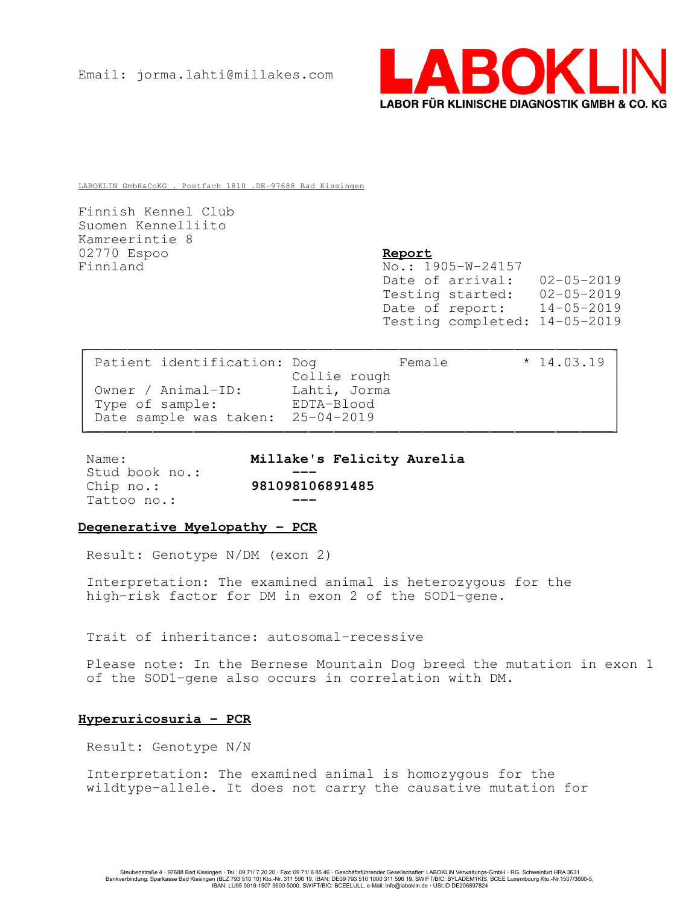Email: jorma.lahti@millakes.com

**LABOKLIN**
**LABOR FÜR KLINISCHE DIAGNOSTIK GMBH & CO. KG**

LABOKLIN GmbH&CoKG . Postfach 1810 .DE-97688 Bad Kissingen

Finnish Kennel Club
Suomen Kennelliito
Kamreerintie 8
02770 Espoo
Finnland

**Report**
No.: 1905-W-24157
Date of arrival: 02-05-2019
Testing started: 02-05-2019
Date of report: 14-05-2019
Testing completed: 14-05-2019

| | | | |
|---|---|---|---|
| Patient identification: | Dog<br>Collie rough | Female | * 14.03.19 |
| Owner / Animal-ID: | Lahti, Jorma | | |
| Type of sample: | EDTA-Blood | | |
| Date sample was taken: | 25-04-2019 | | |

Name: **Millake's Felicity Aurelia**
Stud book no.: **---**
Chip no.: **981098106891485**
Tattoo no.: **---**

**Degenerative Myelopathy - PCR**

Result: Genotype N/DM (exon 2)

Interpretation: The examined animal is heterozygous for the high-risk factor for DM in exon 2 of the SOD1-gene.

Trait of inheritance: autosomal-recessive

Please note: In the Bernese Mountain Dog breed the mutation in exon 1 of the SOD1-gene also occurs in correlation with DM.

**Hyperuricosuria - PCR**

Result: Genotype N/N

Interpretation: The examined animal is homozygous for the wildtype-allele. It does not carry the causative mutation for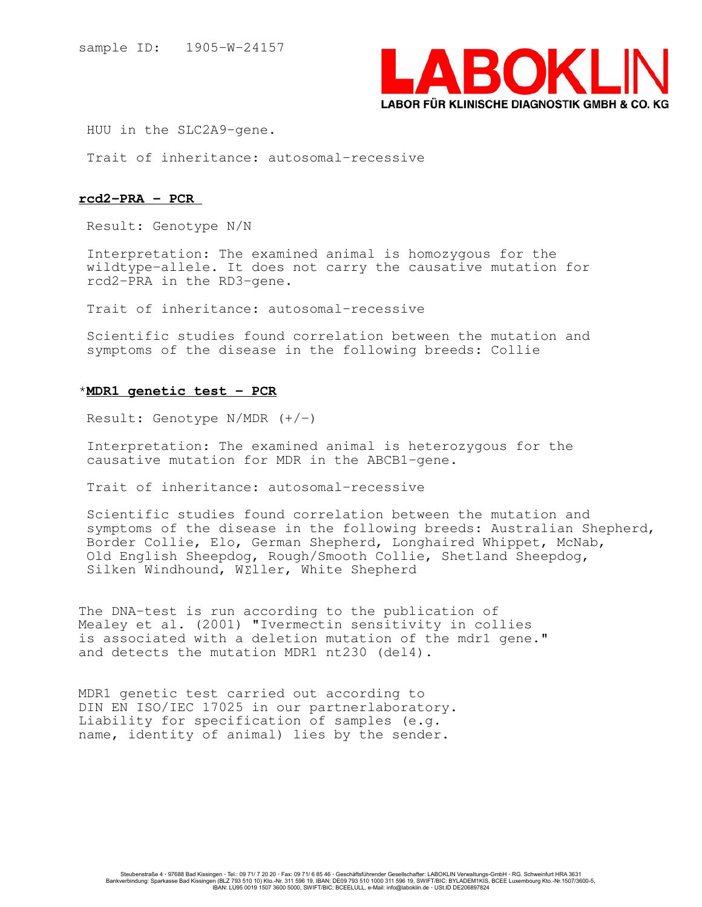sample ID: 1905-W-24157

HUU in the SLC2A9-gene.

Trait of inheritance: autosomal-recessive

**rcd2-PRA - PCR**

Result: Genotype N/N

Interpretation: The examined animal is homozygous for the wildtype-allele. It does not carry the causative mutation for rcd2-PRA in the RD3-gene.

Trait of inheritance: autosomal-recessive

Scientific studies found correlation between the mutation and symptoms of the disease in the following breeds: Collie

*__MDR1 genetic test - PCR__

Result: Genotype N/MDR (+/-)

Interpretation: The examined animal is heterozygous for the causative mutation for MDR in the ABCB1-gene.

Trait of inheritance: autosomal-recessive

Scientific studies found correlation between the mutation and symptoms of the disease in the following breeds: Australian Shepherd, Border Collie, Elo, German Shepherd, Longhaired Whippet, McNab, Old English Sheepdog, Rough/Smooth Collie, Shetland Sheepdog, Silken Windhound, WΣller, White Shepherd

The DNA-test is run according to the publication of Mealey et al. (2001) "Ivermectin sensitivity in collies is associated with a deletion mutation of the mdr1 gene." and detects the mutation MDR1 nt230 (del4).

MDR1 genetic test carried out according to DIN EN ISO/IEC 17025 in our partnerlaboratory. Liability for specification of samples (e.g. name, identity of animal) lies by the sender.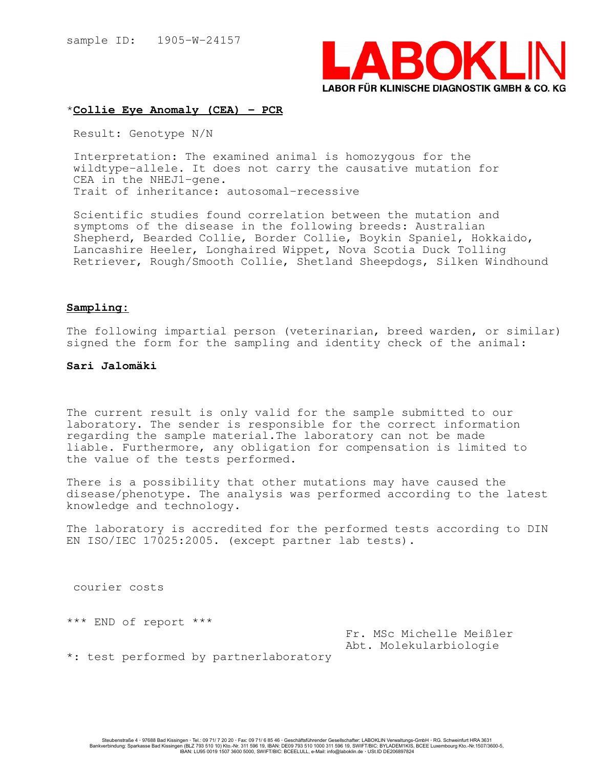sample ID: 1905-W-24157

LABOKLIN
LABOR FÜR KLINISCHE DIAGNOSTIK GMBH & CO. KG

*__Collie Eye Anomaly (CEA) - PCR__

Result: Genotype N/N

Interpretation: The examined animal is homozygous for the wildtype-allele. It does not carry the causative mutation for CEA in the NHEJ1-gene.
Trait of inheritance: autosomal-recessive

Scientific studies found correlation between the mutation and symptoms of the disease in the following breeds: Australian Shepherd, Bearded Collie, Border Collie, Boykin Spaniel, Hokkaido, Lancashire Heeler, Longhaired Wippet, Nova Scotia Duck Tolling Retriever, Rough/Smooth Collie, Shetland Sheepdogs, Silken Windhound

**__Sampling:__**

The following impartial person (veterinarian, breed warden, or similar) signed the form for the sampling and identity check of the animal:

**Sari Jalomäki**

The current result is only valid for the sample submitted to our laboratory. The sender is responsible for the correct information regarding the sample material.The laboratory can not be made liable. Furthermore, any obligation for compensation is limited to the value of the tests performed.

There is a possibility that other mutations may have caused the disease/phenotype. The analysis was performed according to the latest knowledge and technology.

The laboratory is accredited for the performed tests according to DIN EN ISO/IEC 17025:2005. (except partner lab tests).

courier costs

*** END of report ***

Fr. MSc Michelle Meißler
Abt. Molekularbiologie

*: test performed by partnerlaboratory

Steubenstraße 4 · 97688 Bad Kissingen · Tel.: 09 71/ 7 20 20 · Fax: 09 71/ 6 85 46 · Geschäftsführender Gesellschafter: LABOKLIN Verwaltungs-GmbH · RG. Schweinfurt HRA 3631
Bankverbindung: Sparkasse Bad Kissingen (BLZ 793 510 10) Kto.-Nr. 311 596 19, IBAN: DE09 793 510 1000 311 596 19, SWIFT/BIC: BYLADEM1KIS, BCEE Luxembourg Kto.-Nr.1507/3600-5,
IBAN: LU95 0019 1507 3600 5000, SWIFT/BIC: BCEELULL, e-Mail: info@laboklin.de · USt.ID DE206897824